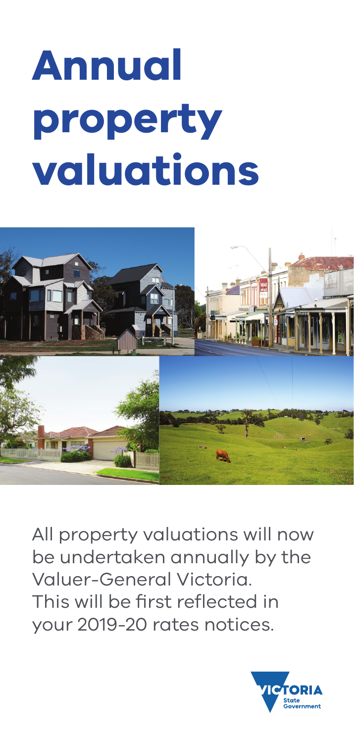# Annual property valuations

All property valuations will now be undertaken annually by the Valuer-General Victoria. This will be first reflected in your 2019-20 rates notices.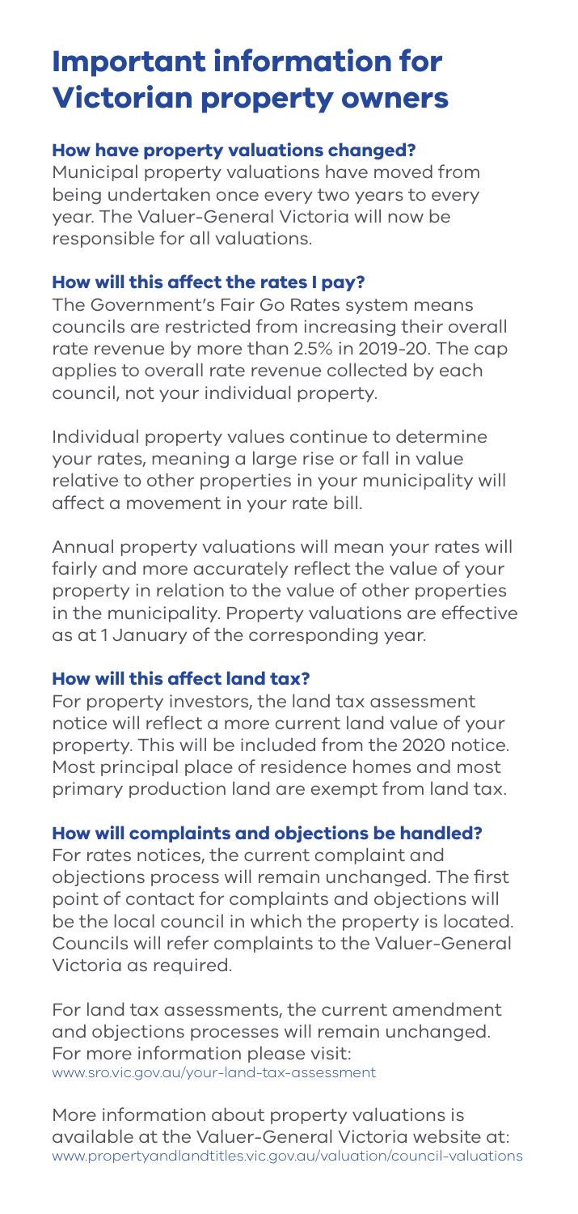# Important information for Victorian property owners

### How have property valuations changed?

Municipal property valuations have moved from being undertaken once every two years to every year. The Valuer-General Victoria will now be responsible for all valuations.

### How will this affect the rates I pay?

The Government's Fair Go Rates system means councils are restricted from increasing their overall rate revenue by more than 2.5% in 2019-20. The cap applies to overall rate revenue collected by each council, not your individual property.

Individual property values continue to determine your rates, meaning a large rise or fall in value relative to other properties in your municipality will affect a movement in your rate bill.

Annual property valuations will mean your rates will fairly and more accurately reflect the value of your property in relation to the value of other properties in the municipality. Property valuations are effective as at 1 January of the corresponding year.

### How will this affect land tax?

For property investors, the land tax assessment notice will reflect a more current land value of your property. This will be included from the 2020 notice. Most principal place of residence homes and most primary production land are exempt from land tax.

### How will complaints and objections be handled?

For rates notices, the current complaint and objections process will remain unchanged. The first point of contact for complaints and objections will be the local council in which the property is located. Councils will refer complaints to the Valuer-General Victoria as required.

For land tax assessments, the current amendment and objections processes will remain unchanged. For more information please visit: www.sro.vic.gov.au/your-land-tax-assessment

More information about property valuations is available at the Valuer-General Victoria website at: www.propertyandlandtitles.vic.gov.au/valuation/council-valuations